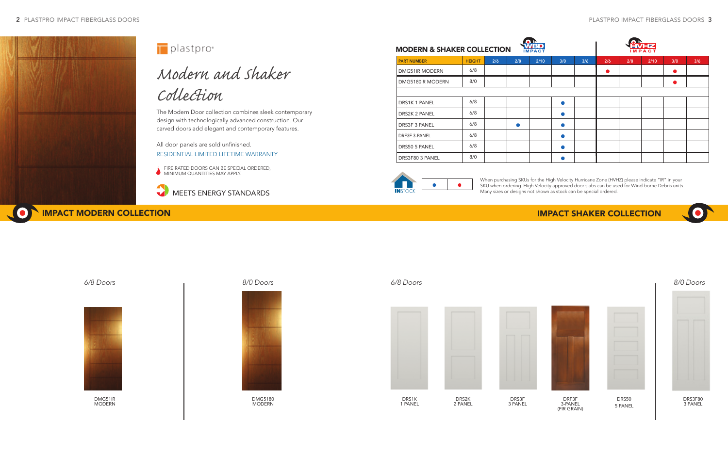plastpro

# Modern and Shaker Collection

The Modern Door collection combines sleek contemporary design with technologically advanced construction. Our carved doors add elegant and contemporary features.

All door panels are sold unfinished.

RESIDENTIAL LIMITED LIFETIME WARRANTY

FIRE RATED DOORS CAN BE SPECIAL ORDERED, MINIMUM QUANTITIES MAY APPLY.

MEETS ENERGY STANDARDS

## MODERN & SHAKER COLLECTION

| PART NUMBER | HEIGHT | WBD IMPACT 2/6 | WBD IMPACT 2/8 | WBD IMPACT 2/10 | WBD IMPACT 3/0 | WBD IMPACT 3/6 | HVHZ IMPACT 2/6 | HVHZ IMPACT 2/8 | HVHZ IMPACT 2/10 | HVHZ IMPACT 3/0 | HVHZ IMPACT 3/6 |
|---|---|---|---|---|---|---|---|---|---|---|---|
| DMG51IR MODERN | 6/8 | | | | | | ● | | | ● | |
| DMG5180IR MODERN | 8/0 | | | | | | | | | ● | |
| | | | | | | | | | | | |
| DRS1K 1 PANEL | 6/8 | | | | ● | | | | | | |
| DRS2K 2 PANEL | 6/8 | | | | ● | | | | | | |
| DRS3F 3 PANEL | 6/8 | | ● | | ● | | | | | | |
| DRF3F 3-PANEL | 6/8 | | | | ● | | | | | | |
| DRS50 5 PANEL | 6/8 | | | | ● | | | | | | |
| DRS3F80 3 PANEL | 8/0 | | | | ● | | | | | | |

INSTOCK ● ●

When purchasing SKUs for the High Velocity Hurricane Zone (HVHZ) please indicate "IR" in your SKU when ordering. High Velocity approved door slabs can be used for Wind-borne Debris units. Many sizes or designs not shown as stock can be special ordered.

## IMPACT MODERN COLLECTION

*6/8 Doors*

DMG51IR MODERN

*8/0 Doors*

DMG5180 MODERN

## IMPACT SHAKER COLLECTION

*6/8 Doors*

DRS1K 1 PANEL

DRS2K 2 PANEL

DRS3F 3 PANEL

DRF3F 3-PANEL (FIR GRAIN)

DRS50 5 PANEL

*8/0 Doors*

DRS3F80 3 PANEL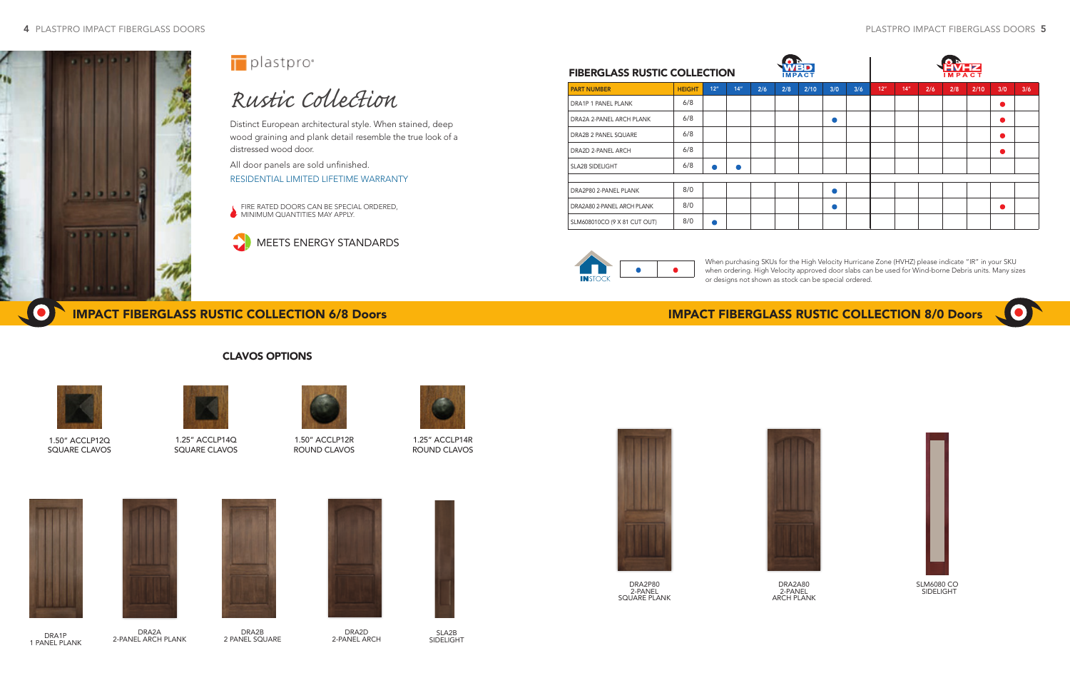# plastpro

## Rustic Collection

Distinct European architectural style. When stained, deep wood graining and plank detail resemble the true look of a distressed wood door.

All door panels are sold unfinished.

RESIDENTIAL LIMITED LIFETIME WARRANTY

FIRE RATED DOORS CAN BE SPECIAL ORDERED, MINIMUM QUANTITIES MAY APPLY.

MEETS ENERGY STANDARDS

## FIBERGLASS RUSTIC COLLECTION

| | | WBD IMPACT | | | | | | | HVHZ IMPACT | | | | | | |
|---|---|---|---|---|---|---|---|---|---|---|---|---|---|---|---|
| PART NUMBER | HEIGHT | 12" | 14" | 2/6 | 2/8 | 2/10 | 3/0 | 3/6 | 12" | 14" | 2/6 | 2/8 | 2/10 | 3/0 | 3/6 |
| DRA1P 1 PANEL PLANK | 6/8 | | | | | | | | | | | | | ● | |
| DRA2A 2-PANEL ARCH PLANK | 6/8 | | | | | | ● | | | | | | | ● | |
| DRA2B 2 PANEL SQUARE | 6/8 | | | | | | | | | | | | | ● | |
| DRA2D 2-PANEL ARCH | 6/8 | | | | | | | | | | | | | ● | |
| SLA2B SIDELIGHT | 6/8 | ● | ● | | | | | | | | | | | | |
| | | | | | | | | | | | | | | | |
| DRA2P80 2-PANEL PLANK | 8/0 | | | | | | ● | | | | | | | | |
| DRA2A80 2-PANEL ARCH PLANK | 8/0 | | | | | | ● | | | | | | | ● | |
| SLM608010CO (9 X 81 CUT OUT) | 8/0 | ● | | | | | | | | | | | | | |

INSTOCK ● ●

When purchasing SKUs for the High Velocity Hurricane Zone (HVHZ) please indicate "IR" in your SKU when ordering. High Velocity approved door slabs can be used for Wind-borne Debris units. Many sizes or designs not shown as stock can be special ordered.

## IMPACT FIBERGLASS RUSTIC COLLECTION 6/8 Doors

### CLAVOS OPTIONS

1.50" ACCLP12Q SQUARE CLAVOS

1.25" ACCLP14Q SQUARE CLAVOS

1.50" ACCLP12R ROUND CLAVOS

1.25" ACCLP14R ROUND CLAVOS

DRA1P 1 PANEL PLANK

DRA2A 2-PANEL ARCH PLANK

DRA2B 2 PANEL SQUARE

DRA2D 2-PANEL ARCH

SLA2B SIDELIGHT

## IMPACT FIBERGLASS RUSTIC COLLECTION 8/0 Doors

DRA2P80 2-PANEL SQUARE PLANK

DRA2A80 2-PANEL ARCH PLANK

SLM6080 CO SIDELIGHT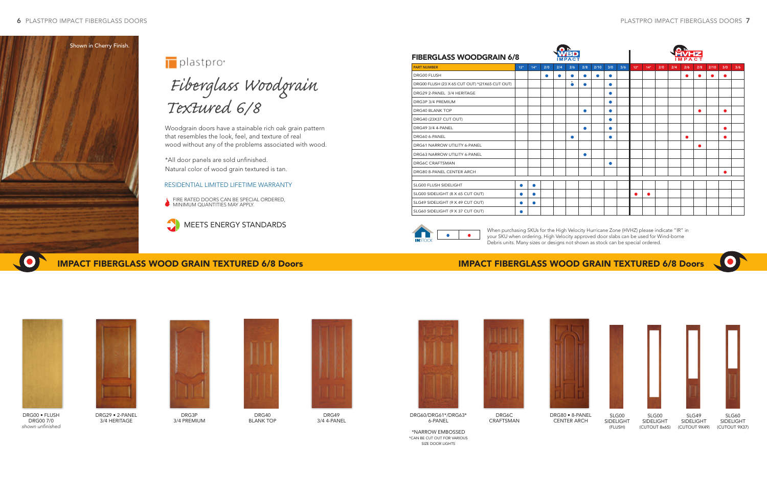# Fiberglass Woodgrain Textured 6/8

plastpro®

Shown in Cherry Finish.

Woodgrain doors have a stainable rich oak grain pattern that resembles the look, feel, and texture of real wood without any of the problems associated with wood.

*All door panels are sold unfinished.
Natural color of wood grain textured is tan.

RESIDENTIAL LIMITED LIFETIME WARRANTY

FIRE RATED DOORS CAN BE SPECIAL ORDERED, MINIMUM QUANTITIES MAY APPLY.

MEETS ENERGY STANDARDS

## IMPACT FIBERGLASS WOOD GRAIN TEXTURED 6/8 Doors

### FIBERGLASS WOODGRAIN 6/8

| | WBD IMPACT | | | | | | | | | HVHZ IMPACT | | | | | | | | |
|---|---|---|---|---|---|---|---|---|---|---|---|---|---|---|---|---|---|---|
| PART NUMBER | 12" | 14" | 2/0 | 2/4 | 2/6 | 2/8 | 2/10 | 3/0 | 3/6 | 12" | 14" | 2/0 | 2/4 | 2/6 | 2/8 | 2/10 | 3/0 | 3/6 |
| DRG00 FLUSH | | | ● | ● | ● | ● | ● | ● | | | | | | ● | ● | ● | ● | |
| DRG00 FLUSH (23 X 65 CUT OUT) *(21X65 CUT OUT) | | | | | ● | ● | | ● | | | | | | | | | | |
| DRG29 2-PANEL 3/4 HERITAGE | | | | | | | | ● | | | | | | | | | | |
| DRG3P 3/4 PREMIUM | | | | | | | | ● | | | | | | | | | | |
| DRG40 BLANK TOP | | | | | | ● | | ● | | | | | | | ● | | ● | |
| DRG40 (23X37 CUT OUT) | | | | | | | | ● | | | | | | | | | | |
| DRG49 3/4 4-PANEL | | | | | | ● | | ● | | | | | | | | | ● | |
| DRG60 6-PANEL | | | | | ● | | | ● | | | | | | ● | | | ● | |
| DRG61 NARROW UTILITY 6-PANEL | | | | | | | | | | | | | | | ● | | | |
| DRG63 NARROW UTILITY 6-PANEL | | | | | | ● | | | | | | | | | | | | |
| DRG6C CRAFTSMAN | | | | | | | | ● | | | | | | | | | | |
| DRG80 8-PANEL CENTER ARCH | | | | | | | | | | | | | | | | | ● | |
| | | | | | | | | | | | | | | | | | | |
| SLG00 FLUSH SIDELIGHT | ● | ● | | | | | | | | | | | | | | | | |
| SLG00 SIDELIGHT (8 X 65 CUT OUT) | ● | ● | | | | | | | | ● | ● | | | | | | | |
| SLG49 SIDELIGHT (9 X 49 CUT OUT) | ● | ● | | | | | | | | | | | | | | | | |
| SLG60 SIDELIGHT (9 X 37 CUT OUT) | ● | | | | | | | | | | | | | | | | | |

IN STOCK ● ●

When purchasing SKUs for the High Velocity Hurricane Zone (HVHZ) please indicate "IR" in your SKU when ordering. High Velocity approved door slabs can be used for Wind-borne Debris units. Many sizes or designs not shown as stock can be special ordered.

DRG00 • FLUSH
DRG00 7/0
*shown unfinished*

DRG29 • 2-PANEL
3/4 HERITAGE

DRG3P
3/4 PREMIUM

DRG40
BLANK TOP

DRG49
3/4 4-PANEL

DRG60/DRG61*/DRG63*
6-PANEL

*NARROW EMBOSSED
*CAN BE CUT OUT FOR VARIOUS SIZE DOOR LIGHTS

DRG6C
CRAFTSMAN

DRG80 • 8-PANEL
CENTER ARCH

SLG00
SIDELIGHT
(FLUSH)

SLG00
SIDELIGHT
(CUTOUT 8x65)

SLG49
SIDELIGHT
(CUTOUT 9X49)

SLG60
SIDELIGHT
(CUTOUT 9X37)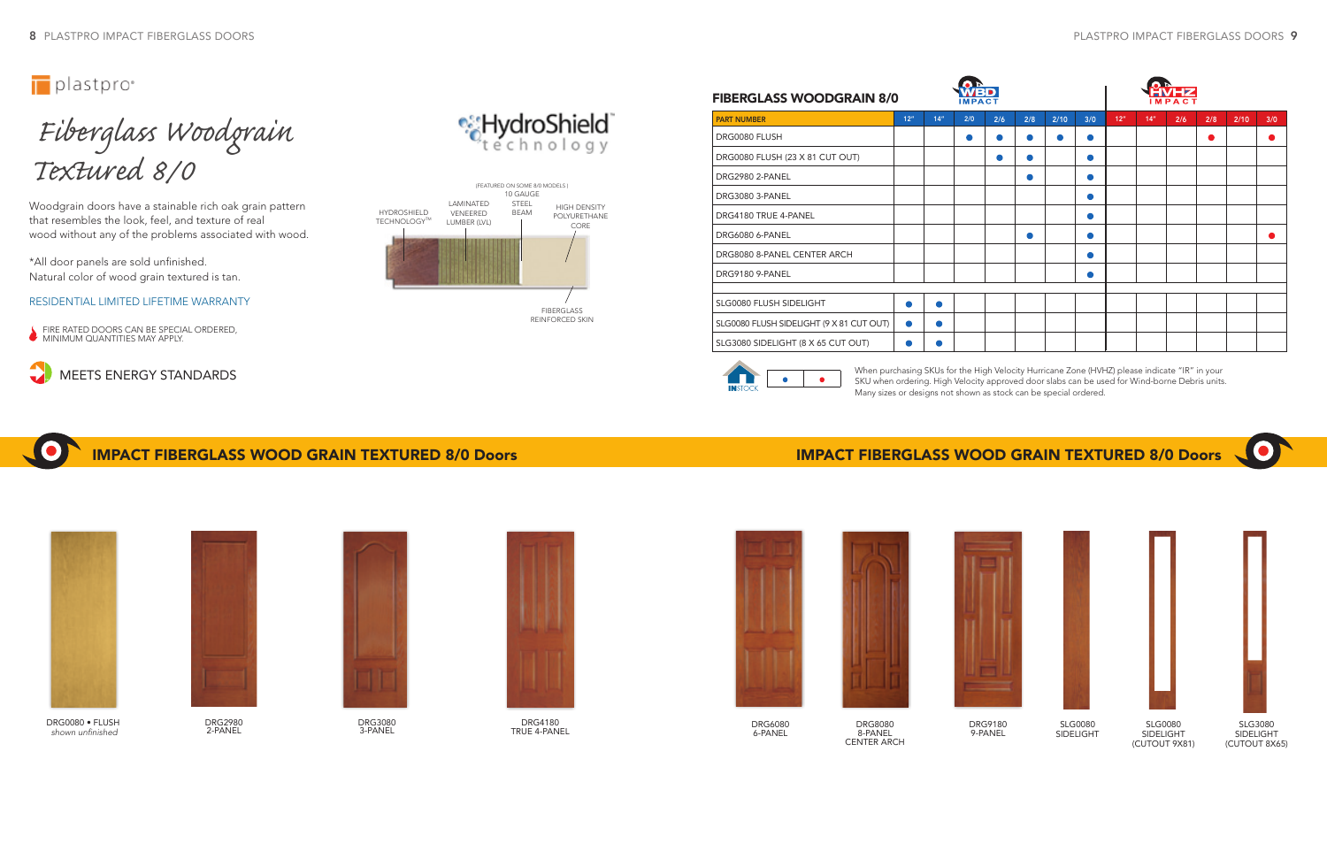# plastpro

## Fiberglass Woodgrain Textured 8/0

Woodgrain doors have a stainable rich oak grain pattern that resembles the look, feel, and texture of real wood without any of the problems associated with wood.

*All door panels are sold unfinished.
Natural color of wood grain textured is tan.

RESIDENTIAL LIMITED LIFETIME WARRANTY

FIRE RATED DOORS CAN BE SPECIAL ORDERED, MINIMUM QUANTITIES MAY APPLY.

MEETS ENERGY STANDARDS

HydroShield™ technology

(FEATURED ON SOME 8/0 MODELS)

- HYDROSHIELD TECHNOLOGY™
- LAMINATED VENEERED LUMBER (LVL)
- 10 GAUGE STEEL BEAM
- HIGH DENSITY POLYURETHANE CORE
- FIBERGLASS REINFORCED SKIN

| FIBERGLASS WOODGRAIN 8/0 | WBD IMPACT | | | | | | | HVHZ IMPACT | | | | | |
|---|---|---|---|---|---|---|---|---|---|---|---|---|---|
| PART NUMBER | 12" | 14" | 2/0 | 2/6 | 2/8 | 2/10 | 3/0 | 12" | 14" | 2/6 | 2/8 | 2/10 | 3/0 |
| DRG0080 FLUSH | | | ● | ● | ● | ● | ● | | | | ● | | ● |
| DRG0080 FLUSH (23 X 81 CUT OUT) | | | | ● | ● | | ● | | | | | | |
| DRG2980 2-PANEL | | | | | ● | | ● | | | | | | |
| DRG3080 3-PANEL | | | | | | | ● | | | | | | |
| DRG4180 TRUE 4-PANEL | | | | | | | ● | | | | | | |
| DRG6080 6-PANEL | | | | | ● | | ● | | | | | | ● |
| DRG8080 8-PANEL CENTER ARCH | | | | | | | ● | | | | | | |
| DRG9180 9-PANEL | | | | | | | ● | | | | | | |
| | | | | | | | | | | | | | |
| SLG0080 FLUSH SIDELIGHT | ● | ● | | | | | | | | | | | |
| SLG0080 FLUSH SIDELIGHT (9 X 81 CUT OUT) | ● | ● | | | | | | | | | | | |
| SLG3080 SIDELIGHT (8 X 65 CUT OUT) | ● | ● | | | | | | | | | | | |

INSTOCK ● ●

When purchasing SKUs for the High Velocity Hurricane Zone (HVHZ) please indicate "IR" in your SKU when ordering. High Velocity approved door slabs can be used for Wind-borne Debris units. Many sizes or designs not shown as stock can be special ordered.

## IMPACT FIBERGLASS WOOD GRAIN TEXTURED 8/0 Doors

DRG0080 • FLUSH
*shown unfinished*

DRG2980
2-PANEL

DRG3080
3-PANEL

DRG4180
TRUE 4-PANEL

DRG6080
6-PANEL

DRG8080
8-PANEL
CENTER ARCH

DRG9180
9-PANEL

SLG0080
SIDELIGHT

SLG0080
SIDELIGHT
(CUTOUT 9X81)

SLG3080
SIDELIGHT
(CUTOUT 8X65)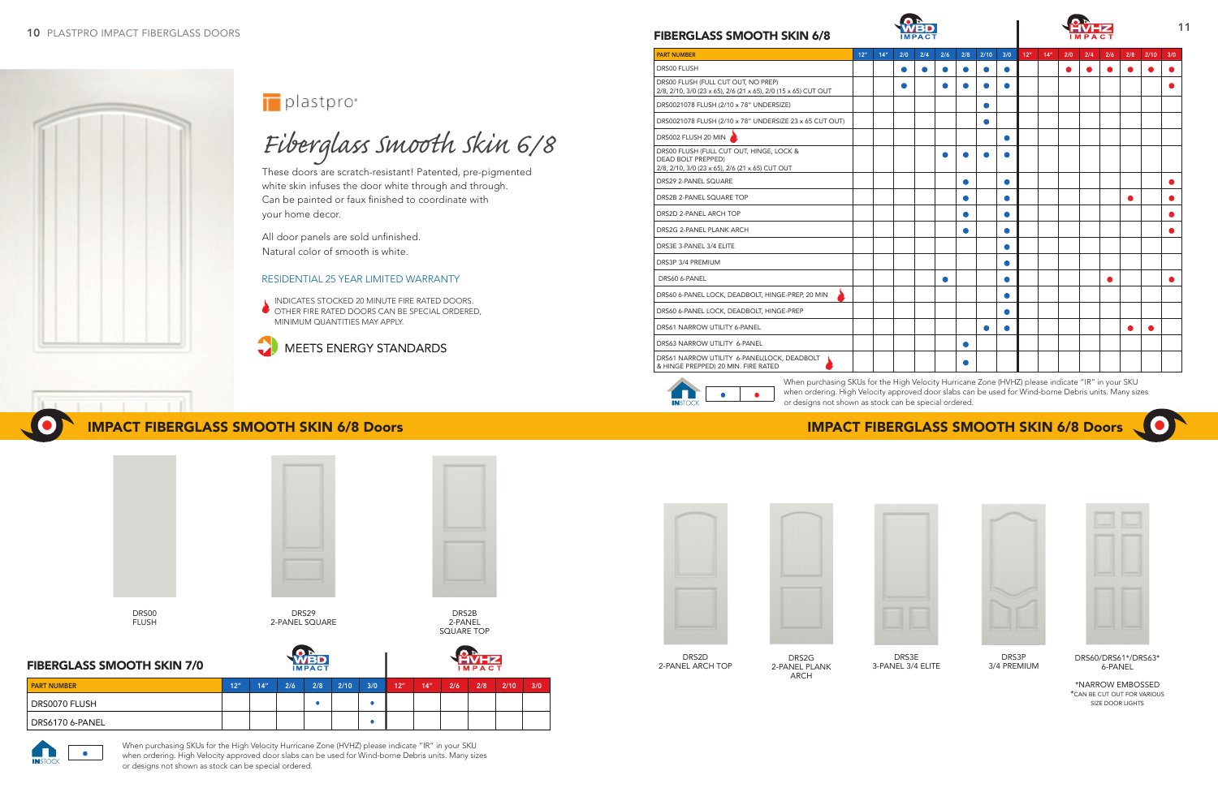plastpro®

# Fiberglass Smooth Skin 6/8

These doors are scratch-resistant! Patented, pre-pigmented white skin infuses the door white through and through. Can be painted or faux finished to coordinate with your home decor.

All door panels are sold unfinished.
Natural color of smooth is white.

RESIDENTIAL 25 YEAR LIMITED WARRANTY

🔥 INDICATES STOCKED 20 MINUTE FIRE RATED DOORS. OTHER FIRE RATED DOORS CAN BE SPECIAL ORDERED, MINIMUM QUANTITIES MAY APPLY.

MEETS ENERGY STANDARDS

## IMPACT FIBERGLASS SMOOTH SKIN 6/8 Doors

DRS00
FLUSH

DRS29
2-PANEL SQUARE

DRS2B
2-PANEL
SQUARE TOP

### FIBERGLASS SMOOTH SKIN 7/0

| PART NUMBER | WBD IMPACT 12" | 14" | 2/6 | 2/8 | 2/10 | 3/0 | HVHZ IMPACT 12" | 14" | 2/6 | 2/8 | 2/10 | 3/0 |
|---|---|---|---|---|---|---|---|---|---|---|---|---|
| DRS0070 FLUSH | | | | ● | | ● | | | | | | |
| DRS6170 6-PANEL | | | | | | ● | | | | | | |

INSTOCK ●

When purchasing SKUs for the High Velocity Hurricane Zone (HVHZ) please indicate "IR" in your SKU when ordering. High Velocity approved door slabs can be used for Wind-borne Debris units. Many sizes or designs not shown as stock can be special ordered.

### FIBERGLASS SMOOTH SKIN 6/8

| PART NUMBER | WBD IMPACT 12" | 14" | 2/0 | 2/4 | 2/6 | 2/8 | 2/10 | 3/0 | HVHZ IMPACT 12" | 14" | 2/0 | 2/4 | 2/6 | 2/8 | 2/10 | 3/0 |
|---|---|---|---|---|---|---|---|---|---|---|---|---|---|---|---|---|
| DRS00 FLUSH | | | ● | ● | ● | ● | ● | ● | | | ● | ● | ● | ● | ● | ● |
| DRS00 FLUSH (FULL CUT OUT, NO PREP) 2/8, 2/10, 3/0 (23 x 65), 2/6 (21 x 65), 2/0 (15 x 65) CUT OUT | | | ● | | ● | ● | ● | ● | | | | | | | | ● |
| DRS0021078 FLUSH (2/10 x 78" UNDERSIZE) | | | | | | | ● | | | | | | | | | |
| DRS0021078 FLUSH (2/10 x 78" UNDERSIZE 23 x 65 CUT OUT) | | | | | | | ● | | | | | | | | | |
| DRS002 FLUSH 20 MIN 🔥 | | | | | | | | ● | | | | | | | | |
| DRS00 FLUSH (FULL CUT OUT, HINGE, LOCK & DEAD BOLT PREPPED) 2/8, 2/10, 3/0 (23 x 65), 2/6 (21 x 65) CUT OUT | | | | | ● | ● | ● | ● | | | | | | | | |
| DRS29 2-PANEL SQUARE | | | | | | ● | | ● | | | | | | | | ● |
| DRS2B 2-PANEL SQUARE TOP | | | | | | ● | | ● | | | | | | ● | | ● |
| DRS2D 2-PANEL ARCH TOP | | | | | | ● | | ● | | | | | | | | ● |
| DRS2G 2-PANEL PLANK ARCH | | | | | | ● | | ● | | | | | | | | ● |
| DRS3E 3-PANEL 3/4 ELITE | | | | | | | | ● | | | | | | | | |
| DRS3P 3/4 PREMIUM | | | | | | | | ● | | | | | | | | |
| DRS60 6-PANEL | | | | | ● | | | ● | | | | | ● | | | ● |
| DRS60 6-PANEL LOCK, DEADBOLT, HINGE-PREP, 20 MIN 🔥 | | | | | | | | ● | | | | | | | | |
| DRS60 6-PANEL LOCK, DEADBOLT, HINGE-PREP | | | | | | | | ● | | | | | | | | |
| DRS61 NARROW UTILITY 6-PANEL | | | | | | | ● | ● | | | | | | ● | ● | |
| DRS63 NARROW UTILITY 6-PANEL | | | | | | ● | | | | | | | | | | |
| DRS61 NARROW UTILITY 6-PANEL(LOCK, DEADBOLT & HINGE PREPPED) 20 MIN. FIRE RATED 🔥 | | | | | | ● | | | | | | | | | | |

INSTOCK ● ●

When purchasing SKUs for the High Velocity Hurricane Zone (HVHZ) please indicate "IR" in your SKU when ordering. High Velocity approved door slabs can be used for Wind-borne Debris units. Many sizes or designs not shown as stock can be special ordered.

## IMPACT FIBERGLASS SMOOTH SKIN 6/8 Doors

DRS2D
2-PANEL ARCH TOP

DRS2G
2-PANEL PLANK
ARCH

DRS3E
3-PANEL 3/4 ELITE

DRS3P
3/4 PREMIUM

DRS60/DRS61*/DRS63*
6-PANEL

*NARROW EMBOSSED
*CAN BE CUT OUT FOR VARIOUS SIZE DOOR LIGHTS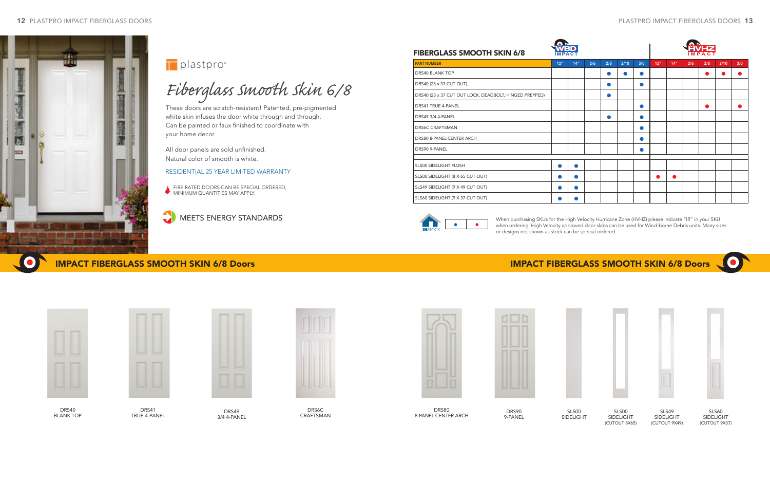plastpro

# Fiberglass Smooth Skin 6/8

These doors are scratch-resistant! Patented, pre-pigmented white skin infuses the door white through and through. Can be painted or faux finished to coordinate with your home decor.

All door panels are sold unfinished. Natural color of smooth is white.

RESIDENTIAL 25 YEAR LIMITED WARRANTY

FIRE RATED DOORS CAN BE SPECIAL ORDERED, MINIMUM QUANTITIES MAY APPLY.

MEETS ENERGY STANDARDS

## FIBERGLASS SMOOTH SKIN 6/8

| PART NUMBER | WBD IMPACT 12" | 14" | 2/6 | 2/8 | 2/10 | 3/0 | HVHZ IMPACT 12" | 14" | 2/6 | 2/8 | 2/10 | 3/0 |
|---|---|---|---|---|---|---|---|---|---|---|---|---|
| DRS40 BLANK TOP | | | | ● | ● | ● | | | | ● | ● | ● |
| DRS40 (23 x 37 CUT OUT) | | | | ● | | ● | | | | | | |
| DRS40 (23 x 37 CUT OUT LOCK, DEADBOLT, HINGED PREPPED) | | | | ● | | | | | | | | |
| DRS41 TRUE 4-PANEL | | | | | | ● | | | | ● | | ● |
| DRS49 3/4 4-PANEL | | | | ● | | ● | | | | | | |
| DRS6C CRAFTSMAN | | | | | | ● | | | | | | |
| DRS80 8-PANEL CENTER ARCH | | | | | | ● | | | | | | |
| DRS90 9-PANEL | | | | | | ● | | | | | | |
| | | | | | | | | | | | | |
| SLS00 SIDELIGHT FLUSH | ● | ● | | | | | | | | | | |
| SLS00 SIDELIGHT (8 X 65 CUT OUT) | ● | ● | | | | | ● | ● | | | | |
| SLS49 SIDELIGHT (9 X 49 CUT OUT) | ● | ● | | | | | | | | | | |
| SLS60 SIDELIGHT (9 X 37 CUT OUT) | ● | ● | | | | | | | | | | |

INSTOCK ● ●

When purchasing SKUs for the High Velocity Hurricane Zone (HVHZ) please indicate "IR" in your SKU when ordering. High Velocity approved door slabs can be used for Wind-borne Debris units. Many sizes or designs not shown as stock can be special ordered.

## IMPACT FIBERGLASS SMOOTH SKIN 6/8 Doors

DRS40
BLANK TOP

DRS41
TRUE 4-PANEL

DRS49
3/4 4-PANEL

DRS6C
CRAFTSMAN

DRS80
8-PANEL CENTER ARCH

DRS90
9-PANEL

SLS00
SIDELIGHT

SLS00
SIDELIGHT
(CUTOUT 8X65)

SLS49
SIDELIGHT
(CUTOUT 9X49)

SLS60
SIDELIGHT
(CUTOUT 9X37)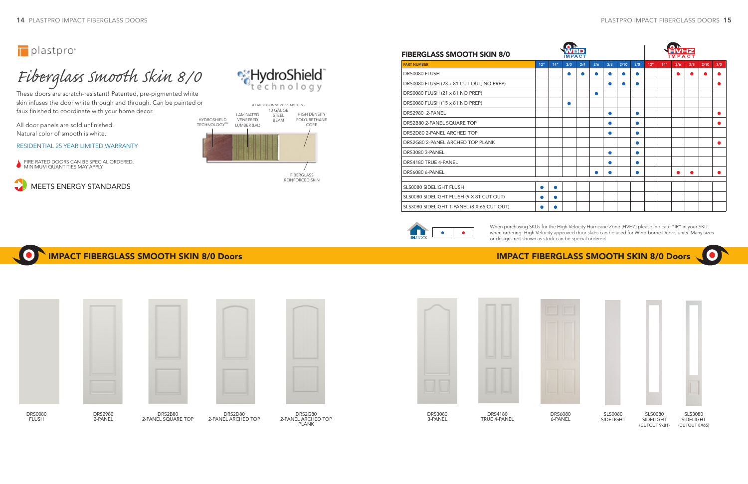plastpro

# Fiberglass Smooth Skin 8/0

These doors are scratch-resistant! Patented, pre-pigmented white skin infuses the door white through and through. Can be painted or faux finished to coordinate with your home decor.

All door panels are sold unfinished.
Natural color of smooth is white.

RESIDENTIAL 25 YEAR LIMITED WARRANTY

FIRE RATED DOORS CAN BE SPECIAL ORDERED, MINIMUM QUANTITIES MAY APPLY.

MEETS ENERGY STANDARDS

HydroShield technology

(FEATURED ON SOME 8/0 MODELS)

HYDROSHIELD TECHNOLOGY™
LAMINATED VENEERED LUMBER (LVL)
10 GAUGE STEEL BEAM
HIGH DENSITY POLYURETHANE CORE
FIBERGLASS REINFORCED SKIN

## FIBERGLASS SMOOTH SKIN 8/0

| | WBD IMPACT | | | | | | | | HVHZ IMPACT | | | | | | | |
|---|---|---|---|---|---|---|---|---|---|---|---|---|---|---|---|---|
| PART NUMBER | 12" | 14" | 2/0 | 2/4 | 2/6 | 2/8 | 2/10 | 3/0 | 12" | 14" | 2/6 | 2/8 | 2/10 | 3/0 |
| DRS0080 FLUSH | | | ● | ● | ● | ● | ● | ● | | | ● | ● | ● | ● |
| DRS0080 FLUSH (23 x 81 CUT OUT, NO PREP) | | | | | | ● | ● | ● | | | | | | ● |
| DRS0080 FLUSH (21 x 81 NO PREP) | | | | | ● | | | | | | | | | |
| DRS0080 FLUSH (15 x 81 NO PREP) | | | ● | | | | | | | | | | | |
| DRS2980 2-PANEL | | | | | | ● | | ● | | | | | | ● |
| DRS2B80 2-PANEL SQUARE TOP | | | | | | ● | | ● | | | | | | ● |
| DRS2D80 2-PANEL ARCHED TOP | | | | | | ● | | ● | | | | | | |
| DRS2G80 2-PANEL ARCHED TOP PLANK | | | | | | | | ● | | | | | | ● |
| DRS3080 3-PANEL | | | | | | ● | | ● | | | | | | |
| DRS4180 TRUE 4-PANEL | | | | | | ● | | ● | | | | | | |
| DRS6080 6-PANEL | | | | | ● | ● | | ● | | | ● | ● | | ● |
| SLS0080 SIDELIGHT FLUSH | ● | ● | | | | | | | | | | | | |
| SLS0080 SIDELIGHT FLUSH (9 X 81 CUT OUT) | ● | ● | | | | | | | | | | | | |
| SLS3080 SIDELIGHT 1-PANEL (8 X 65 CUT OUT) | ● | ● | | | | | | | | | | | | |

INSTOCK ● ●

When purchasing SKUs for the High Velocity Hurricane Zone (HVHZ) please indicate "IR" in your SKU when ordering. High Velocity approved door slabs can be used for Wind-borne Debris units. Many sizes or designs not shown as stock can be special ordered.

## IMPACT FIBERGLASS SMOOTH SKIN 8/0 Doors

DRS0080
FLUSH

DRS2980
2-PANEL

DRS2B80
2-PANEL SQUARE TOP

DRS2D80
2-PANEL ARCHED TOP

DRS2G80
2-PANEL ARCHED TOP PLANK

DRS3080
3-PANEL

DRS4180
TRUE 4-PANEL

DRS6080
6-PANEL

SLS0080
SIDELIGHT

SLS0080
SIDELIGHT
(CUTOUT 9x81)

SLS3080
SIDELIGHT
(CUTOUT 8X65)